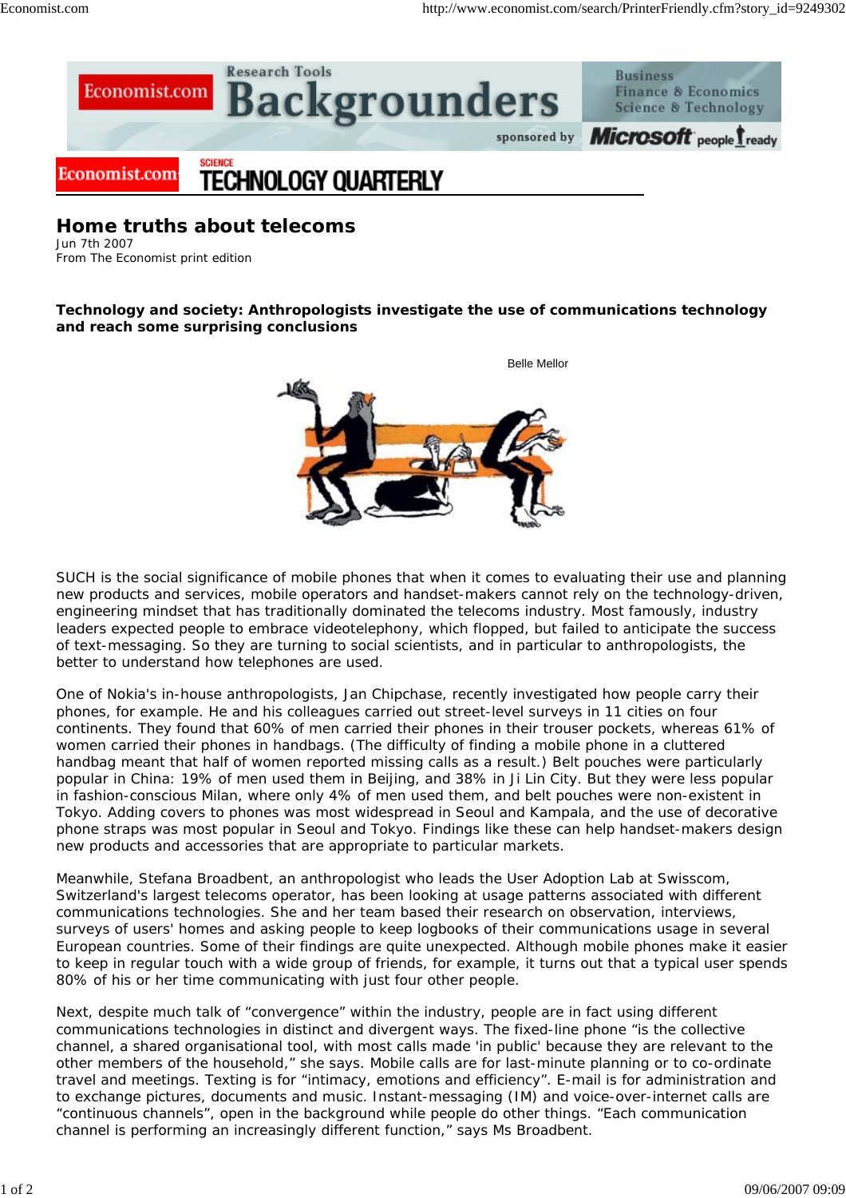# Home truths about telecoms

Jun 7th 2007
From The Economist print edition

**Technology and society: Anthropologists investigate the use of communications technology and reach some surprising conclusions**

Belle Mellor

SUCH is the social significance of mobile phones that when it comes to evaluating their use and planning new products and services, mobile operators and handset-makers cannot rely on the technology-driven, engineering mindset that has traditionally dominated the telecoms industry. Most famously, industry leaders expected people to embrace videotelephony, which flopped, but failed to anticipate the success of text-messaging. So they are turning to social scientists, and in particular to anthropologists, the better to understand how telephones are used.

One of Nokia's in-house anthropologists, Jan Chipchase, recently investigated how people carry their phones, for example. He and his colleagues carried out street-level surveys in 11 cities on four continents. They found that 60% of men carried their phones in their trouser pockets, whereas 61% of women carried their phones in handbags. (The difficulty of finding a mobile phone in a cluttered handbag meant that half of women reported missing calls as a result.) Belt pouches were particularly popular in China: 19% of men used them in Beijing, and 38% in Ji Lin City. But they were less popular in fashion-conscious Milan, where only 4% of men used them, and belt pouches were non-existent in Tokyo. Adding covers to phones was most widespread in Seoul and Kampala, and the use of decorative phone straps was most popular in Seoul and Tokyo. Findings like these can help handset-makers design new products and accessories that are appropriate to particular markets.

Meanwhile, Stefana Broadbent, an anthropologist who leads the User Adoption Lab at Swisscom, Switzerland's largest telecoms operator, has been looking at usage patterns associated with different communications technologies. She and her team based their research on observation, interviews, surveys of users' homes and asking people to keep logbooks of their communications usage in several European countries. Some of their findings are quite unexpected. Although mobile phones make it easier to keep in regular touch with a wide group of friends, for example, it turns out that a typical user spends 80% of his or her time communicating with just four other people.

Next, despite much talk of "convergence" within the industry, people are in fact using different communications technologies in distinct and divergent ways. The fixed-line phone "is the collective channel, a shared organisational tool, with most calls made 'in public' because they are relevant to the other members of the household," she says. Mobile calls are for last-minute planning or to co-ordinate travel and meetings. Texting is for "intimacy, emotions and efficiency". E-mail is for administration and to exchange pictures, documents and music. Instant-messaging (IM) and voice-over-internet calls are "continuous channels", open in the background while people do other things. "Each communication channel is performing an increasingly different function," says Ms Broadbent.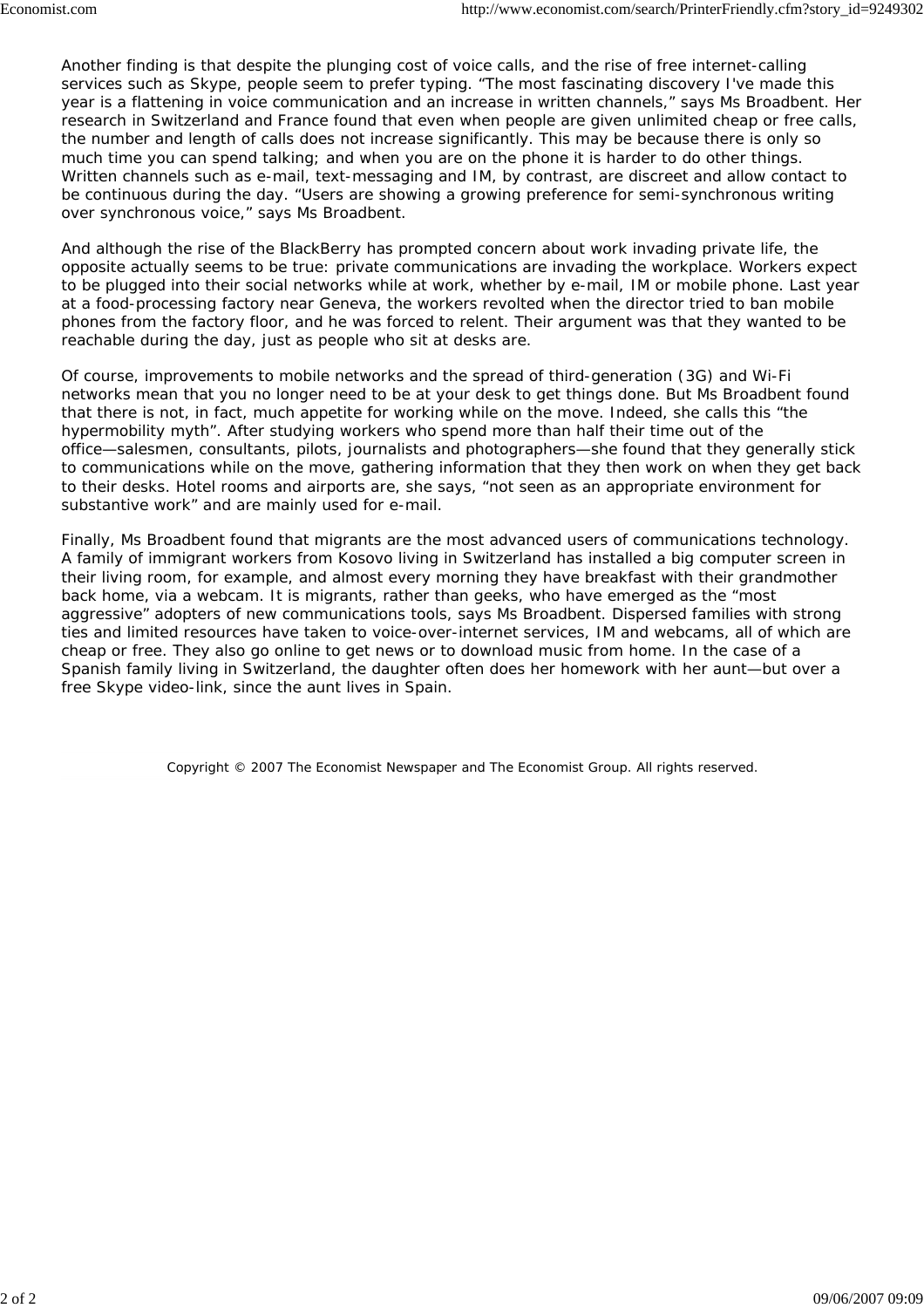Another finding is that despite the plunging cost of voice calls, and the rise of free internet-calling services such as Skype, people seem to prefer typing. “The most fascinating discovery I've made this year is a flattening in voice communication and an increase in written channels,” says Ms Broadbent. Her research in Switzerland and France found that even when people are given unlimited cheap or free calls, the number and length of calls does not increase significantly. This may be because there is only so much time you can spend talking; and when you are on the phone it is harder to do other things. Written channels such as e-mail, text-messaging and IM, by contrast, are discreet and allow contact to be continuous during the day. “Users are showing a growing preference for semi-synchronous writing over synchronous voice,” says Ms Broadbent.

And although the rise of the BlackBerry has prompted concern about work invading private life, the opposite actually seems to be true: private communications are invading the workplace. Workers expect to be plugged into their social networks while at work, whether by e-mail, IM or mobile phone. Last year at a food-processing factory near Geneva, the workers revolted when the director tried to ban mobile phones from the factory floor, and he was forced to relent. Their argument was that they wanted to be reachable during the day, just as people who sit at desks are.

Of course, improvements to mobile networks and the spread of third-generation (3G) and Wi-Fi networks mean that you no longer need to be at your desk to get things done. But Ms Broadbent found that there is not, in fact, much appetite for working while on the move. Indeed, she calls this “the hypermobility myth”. After studying workers who spend more than half their time out of the office—salesmen, consultants, pilots, journalists and photographers—she found that they generally stick to communications while on the move, gathering information that they then work on when they get back to their desks. Hotel rooms and airports are, she says, “not seen as an appropriate environment for substantive work” and are mainly used for e-mail.

Finally, Ms Broadbent found that migrants are the most advanced users of communications technology. A family of immigrant workers from Kosovo living in Switzerland has installed a big computer screen in their living room, for example, and almost every morning they have breakfast with their grandmother back home, via a webcam. It is migrants, rather than geeks, who have emerged as the “most aggressive” adopters of new communications tools, says Ms Broadbent. Dispersed families with strong ties and limited resources have taken to voice-over-internet services, IM and webcams, all of which are cheap or free. They also go online to get news or to download music from home. In the case of a Spanish family living in Switzerland, the daughter often does her homework with her aunt—but over a free Skype video-link, since the aunt lives in Spain.

Copyright © 2007 The Economist Newspaper and The Economist Group. All rights reserved.